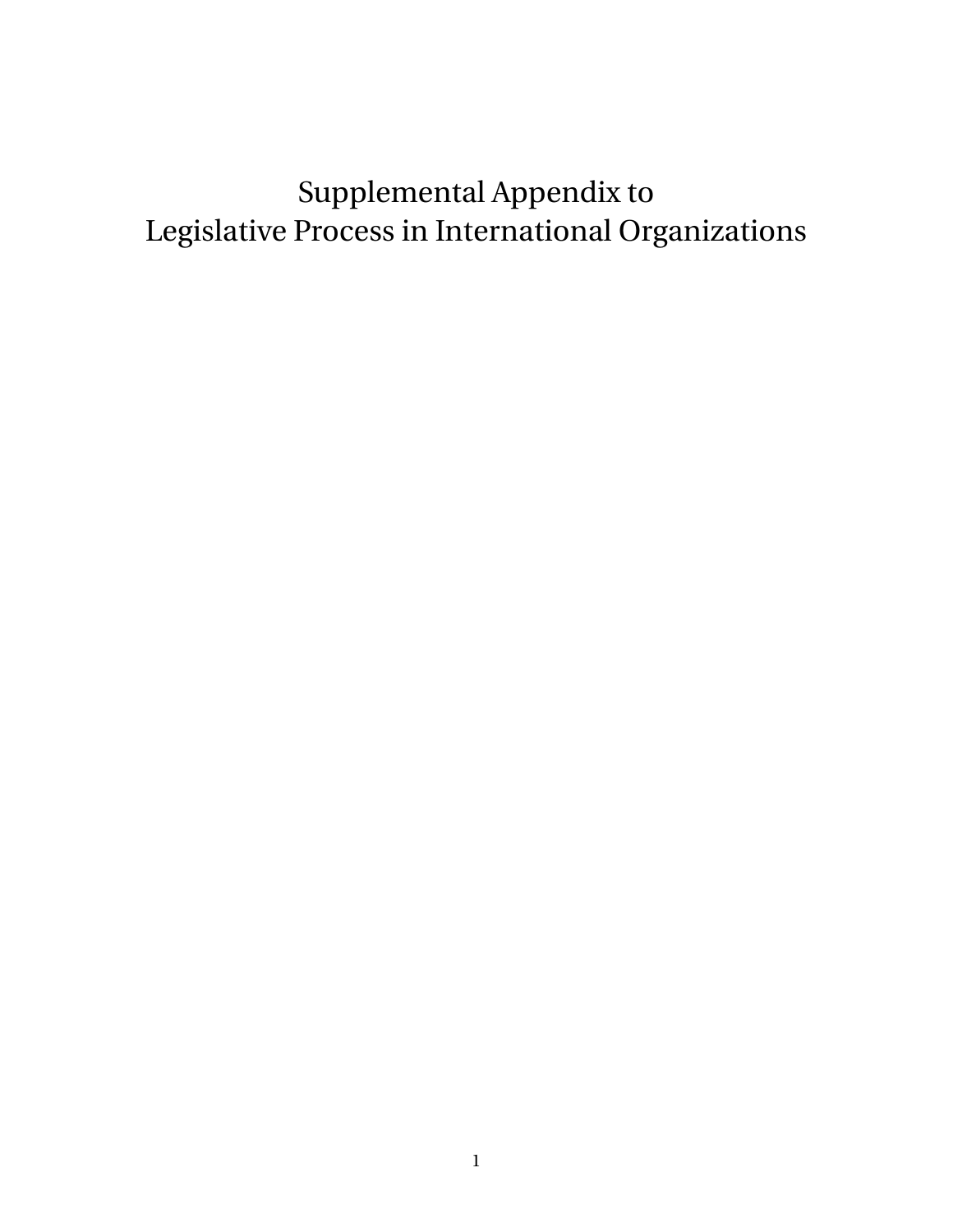# Supplemental Appendix to Legislative Process in International Organizations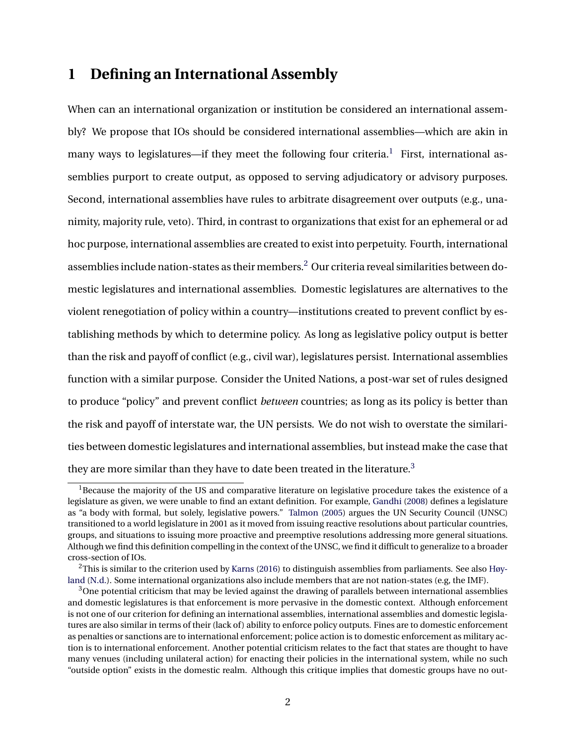# 1 Defining an International Assembly

When can an international organization or institution be considered an international assembly? We propose that IOs should be considered international assemblies—which are akin in many ways to legislatures—if they meet the following four criteria.[1] First, international assemblies purport to create output, as opposed to serving adjudicatory or advisory purposes. Second, international assemblies have rules to arbitrate disagreement over outputs (e.g., unanimity, majority rule, veto). Third, in contrast to organizations that exist for an ephemeral or ad hoc purpose, international assemblies are created to exist into perpetuity. Fourth, international assemblies include nation-states as their members.[2] Our criteria reveal similarities between domestic legislatures and international assemblies. Domestic legislatures are alternatives to the violent renegotiation of policy within a country—institutions created to prevent conflict by establishing methods by which to determine policy. As long as legislative policy output is better than the risk and payoff of conflict (e.g., civil war), legislatures persist. International assemblies function with a similar purpose. Consider the United Nations, a post-war set of rules designed to produce "policy" and prevent conflict *between* countries; as long as its policy is better than the risk and payoff of interstate war, the UN persists. We do not wish to overstate the similarities between domestic legislatures and international assemblies, but instead make the case that they are more similar than they have to date been treated in the literature.[3]

[1] Because the majority of the US and comparative literature on legislative procedure takes the existence of a legislature as given, we were unable to find an extant definition. For example, Gandhi (2008) defines a legislature as "a body with formal, but solely, legislative powers." Talmon (2005) argues the UN Security Council (UNSC) transitioned to a world legislature in 2001 as it moved from issuing reactive resolutions about particular countries, groups, and situations to issuing more proactive and preemptive resolutions addressing more general situations. Although we find this definition compelling in the context of the UNSC, we find it difficult to generalize to a broader cross-section of IOs.

[2] This is similar to the criterion used by Karns (2016) to distinguish assemblies from parliaments. See also Høyland (N.d.). Some international organizations also include members that are not nation-states (e.g, the IMF).

[3] One potential criticism that may be levied against the drawing of parallels between international assemblies and domestic legislatures is that enforcement is more pervasive in the domestic context. Although enforcement is not one of our criterion for defining an international assemblies, international assemblies and domestic legislatures are also similar in terms of their (lack of) ability to enforce policy outputs. Fines are to domestic enforcement as penalties or sanctions are to international enforcement; police action is to domestic enforcement as military action is to international enforcement. Another potential criticism relates to the fact that states are thought to have many venues (including unilateral action) for enacting their policies in the international system, while no such "outside option" exists in the domestic realm. Although this critique implies that domestic groups have no out-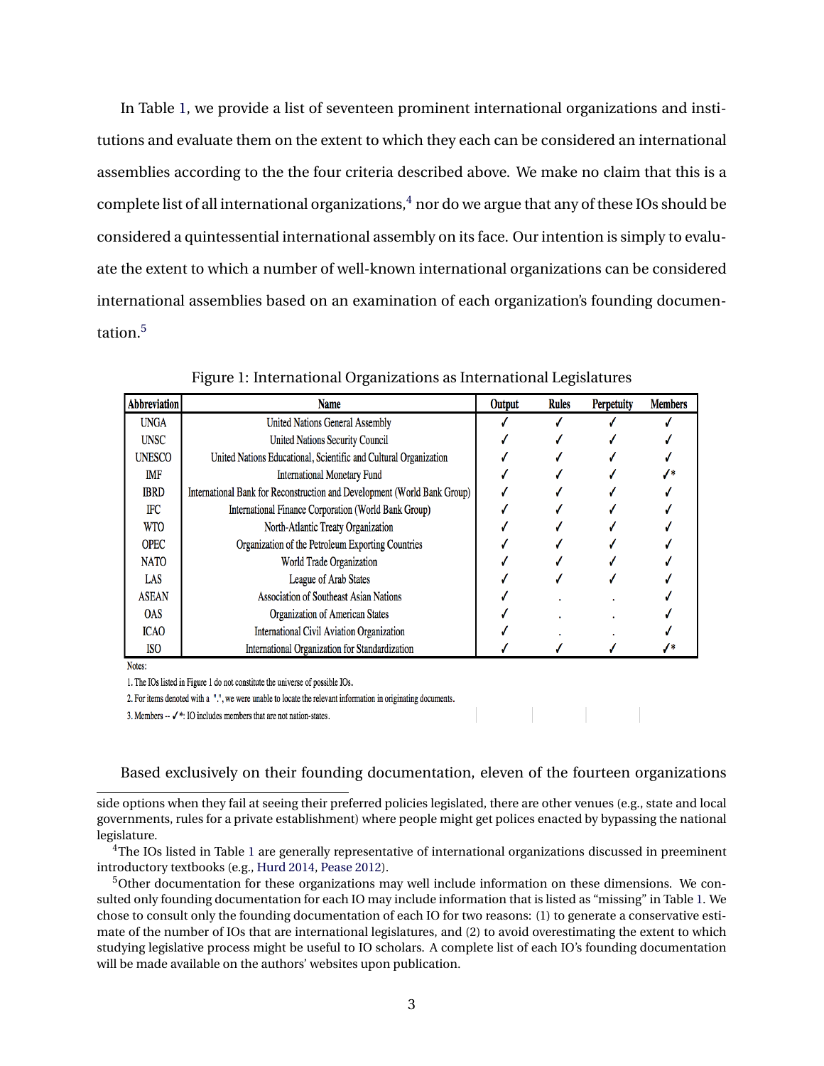In Table 1, we provide a list of seventeen prominent international organizations and institutions and evaluate them on the extent to which they each can be considered an international assemblies according to the the four criteria described above. We make no claim that this is a complete list of all international organizations,[4] nor do we argue that any of these IOs should be considered a quintessential international assembly on its face. Our intention is simply to evaluate the extent to which a number of well-known international organizations can be considered international assemblies based on an examination of each organization's founding documentation.[5]

Figure 1: International Organizations as International Legislatures

| Abbreviation | Name | Output | Rules | Perpetuity | Members |
|---|---|---|---|---|---|
| UNGA | United Nations General Assembly | ✓ | ✓ | ✓ | ✓ |
| UNSC | United Nations Security Council | ✓ | ✓ | ✓ | ✓ |
| UNESCO | United Nations Educational, Scientific and Cultural Organization | ✓ | ✓ | ✓ | ✓ |
| IMF | International Monetary Fund | ✓ | ✓ | ✓ | ✓* |
| IBRD | International Bank for Reconstruction and Development (World Bank Group) | ✓ | ✓ | ✓ | ✓ |
| IFC | International Finance Corporation (World Bank Group) | ✓ | ✓ | ✓ | ✓ |
| WTO | North-Atlantic Treaty Organization | ✓ | ✓ | ✓ | ✓ |
| OPEC | Organization of the Petroleum Exporting Countries | ✓ | ✓ | ✓ | ✓ |
| NATO | World Trade Organization | ✓ | ✓ | ✓ | ✓ |
| LAS | League of Arab States | ✓ | ✓ | ✓ | ✓ |
| ASEAN | Association of Southeast Asian Nations | ✓ | . | . | ✓ |
| OAS | Organization of American States | ✓ | . | . | ✓ |
| ICAO | International Civil Aviation Organization | ✓ | . | . | ✓ |
| ISO | International Organization for Standardization | ✓ | ✓ | ✓ | ✓* |

Notes:

1. The IOs listed in Figure 1 do not constitute the universe of possible IOs.

2. For items denoted with a ".", we were unable to locate the relevant information in originating documents.

3. Members -- ✓*: IO includes members that are not nation-states.

Based exclusively on their founding documentation, eleven of the fourteen organizations

side options when they fail at seeing their preferred policies legislated, there are other venues (e.g., state and local governments, rules for a private establishment) where people might get polices enacted by bypassing the national legislature.

[4]The IOs listed in Table 1 are generally representative of international organizations discussed in preeminent introductory textbooks (e.g., Hurd 2014, Pease 2012).

[5]Other documentation for these organizations may well include information on these dimensions. We consulted only founding documentation for each IO may include information that is listed as "missing" in Table 1. We chose to consult only the founding documentation of each IO for two reasons: (1) to generate a conservative estimate of the number of IOs that are international legislatures, and (2) to avoid overestimating the extent to which studying legislative process might be useful to IO scholars. A complete list of each IO's founding documentation will be made available on the authors' websites upon publication.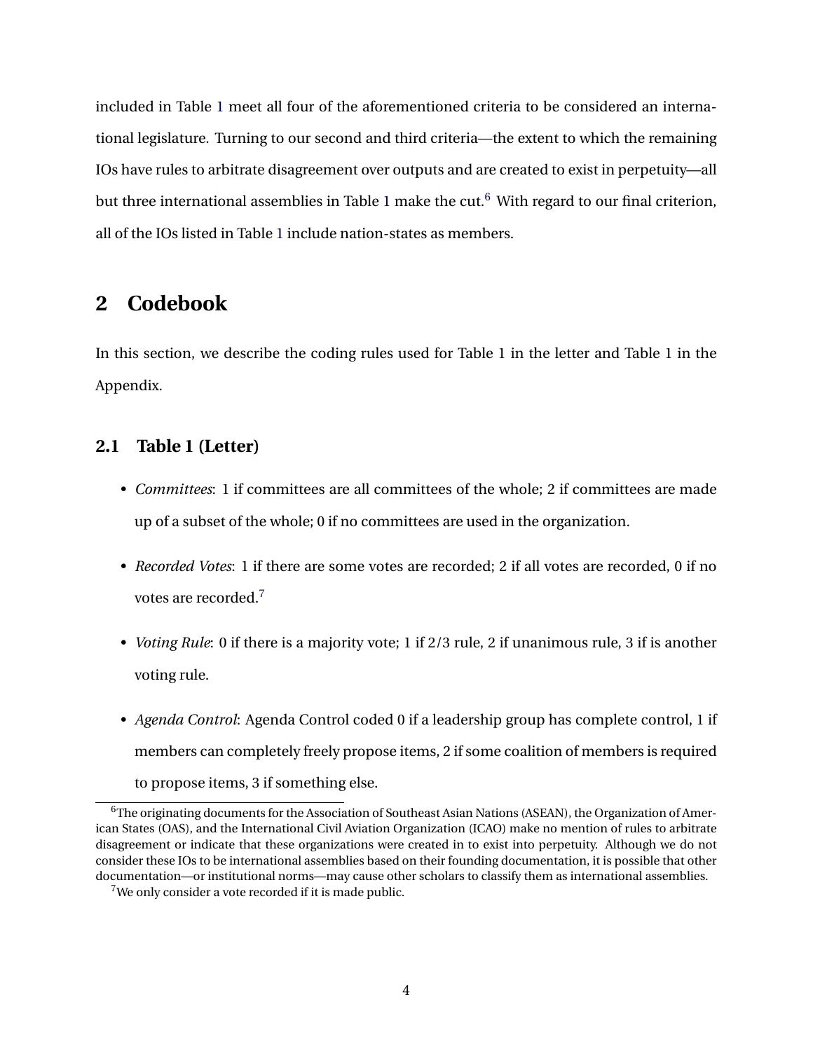included in Table 1 meet all four of the aforementioned criteria to be considered an international legislature. Turning to our second and third criteria—the extent to which the remaining IOs have rules to arbitrate disagreement over outputs and are created to exist in perpetuity—all but three international assemblies in Table 1 make the cut.[6] With regard to our final criterion, all of the IOs listed in Table 1 include nation-states as members.

## 2 Codebook

In this section, we describe the coding rules used for Table 1 in the letter and Table 1 in the Appendix.

### 2.1 Table 1 (Letter)

- *Committees*: 1 if committees are all committees of the whole; 2 if committees are made up of a subset of the whole; 0 if no committees are used in the organization.
- *Recorded Votes*: 1 if there are some votes are recorded; 2 if all votes are recorded, 0 if no votes are recorded.[7]
- *Voting Rule*: 0 if there is a majority vote; 1 if 2/3 rule, 2 if unanimous rule, 3 if is another voting rule.
- *Agenda Control*: Agenda Control coded 0 if a leadership group has complete control, 1 if members can completely freely propose items, 2 if some coalition of members is required to propose items, 3 if something else.

[6] The originating documents for the Association of Southeast Asian Nations (ASEAN), the Organization of American States (OAS), and the International Civil Aviation Organization (ICAO) make no mention of rules to arbitrate disagreement or indicate that these organizations were created in to exist into perpetuity. Although we do not consider these IOs to be international assemblies based on their founding documentation, it is possible that other documentation—or institutional norms—may cause other scholars to classify them as international assemblies.

[7] We only consider a vote recorded if it is made public.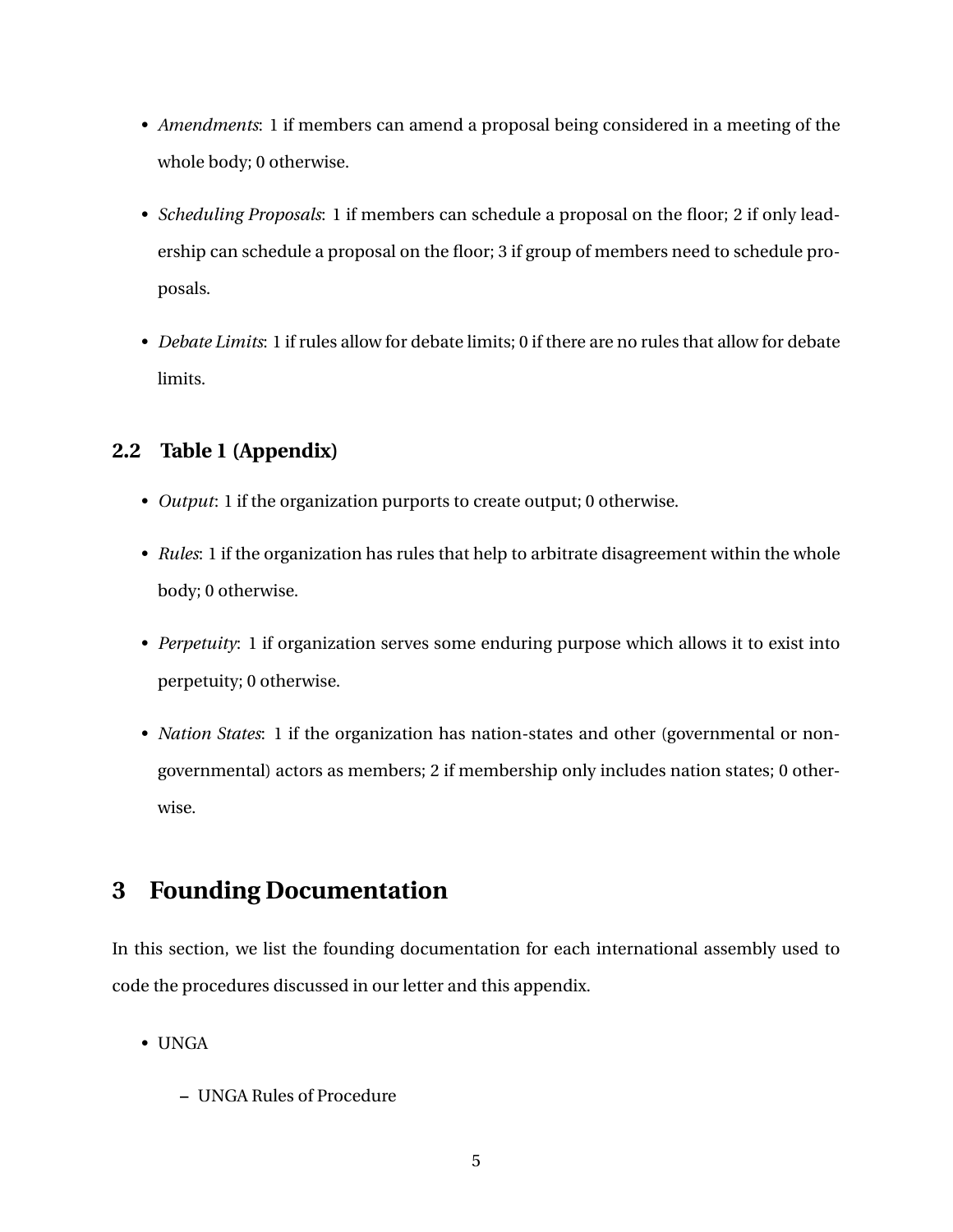- *Amendments*: 1 if members can amend a proposal being considered in a meeting of the whole body; 0 otherwise.
- *Scheduling Proposals*: 1 if members can schedule a proposal on the floor; 2 if only leadership can schedule a proposal on the floor; 3 if group of members need to schedule proposals.
- *Debate Limits*: 1 if rules allow for debate limits; 0 if there are no rules that allow for debate limits.

### 2.2 Table 1 (Appendix)

- *Output*: 1 if the organization purports to create output; 0 otherwise.
- *Rules*: 1 if the organization has rules that help to arbitrate disagreement within the whole body; 0 otherwise.
- *Perpetuity*: 1 if organization serves some enduring purpose which allows it to exist into perpetuity; 0 otherwise.
- *Nation States*: 1 if the organization has nation-states and other (governmental or non-governmental) actors as members; 2 if membership only includes nation states; 0 otherwise.

## 3 Founding Documentation

In this section, we list the founding documentation for each international assembly used to code the procedures discussed in our letter and this appendix.

- UNGA
  - UNGA Rules of Procedure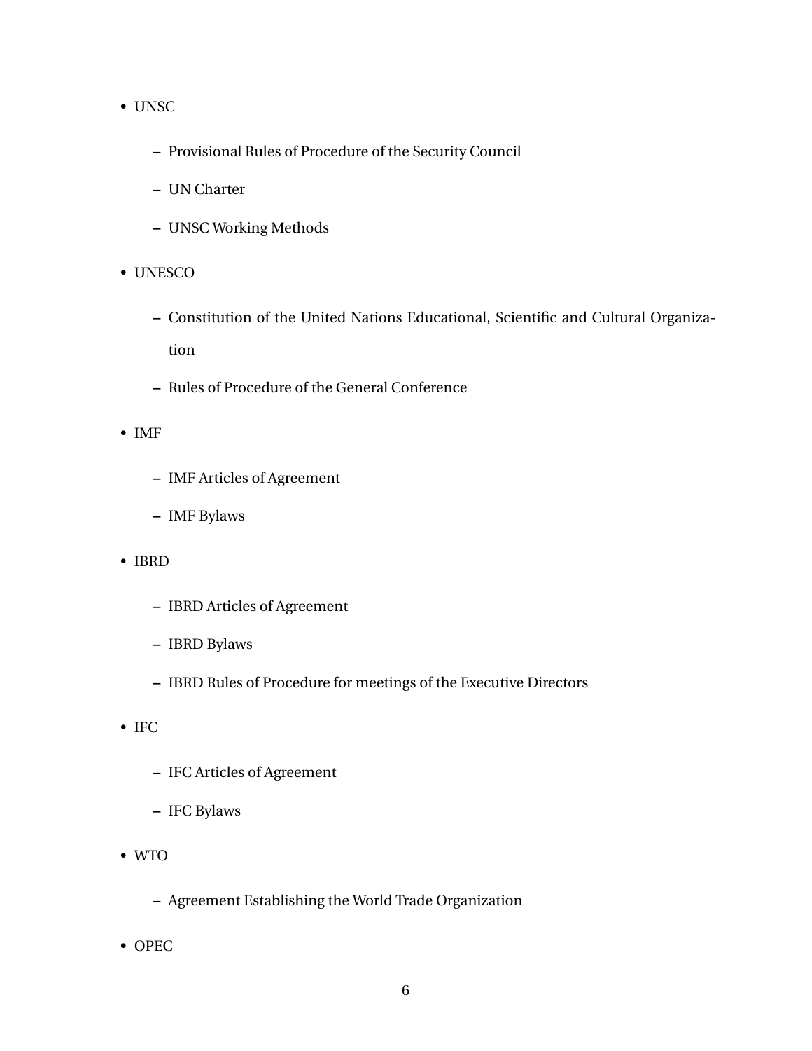- UNSC
  - Provisional Rules of Procedure of the Security Council
  - UN Charter
  - UNSC Working Methods
- UNESCO
  - Constitution of the United Nations Educational, Scientific and Cultural Organization
  - Rules of Procedure of the General Conference
- IMF
  - IMF Articles of Agreement
  - IMF Bylaws
- IBRD
  - IBRD Articles of Agreement
  - IBRD Bylaws
  - IBRD Rules of Procedure for meetings of the Executive Directors
- IFC
  - IFC Articles of Agreement
  - IFC Bylaws
- WTO
  - Agreement Establishing the World Trade Organization
- OPEC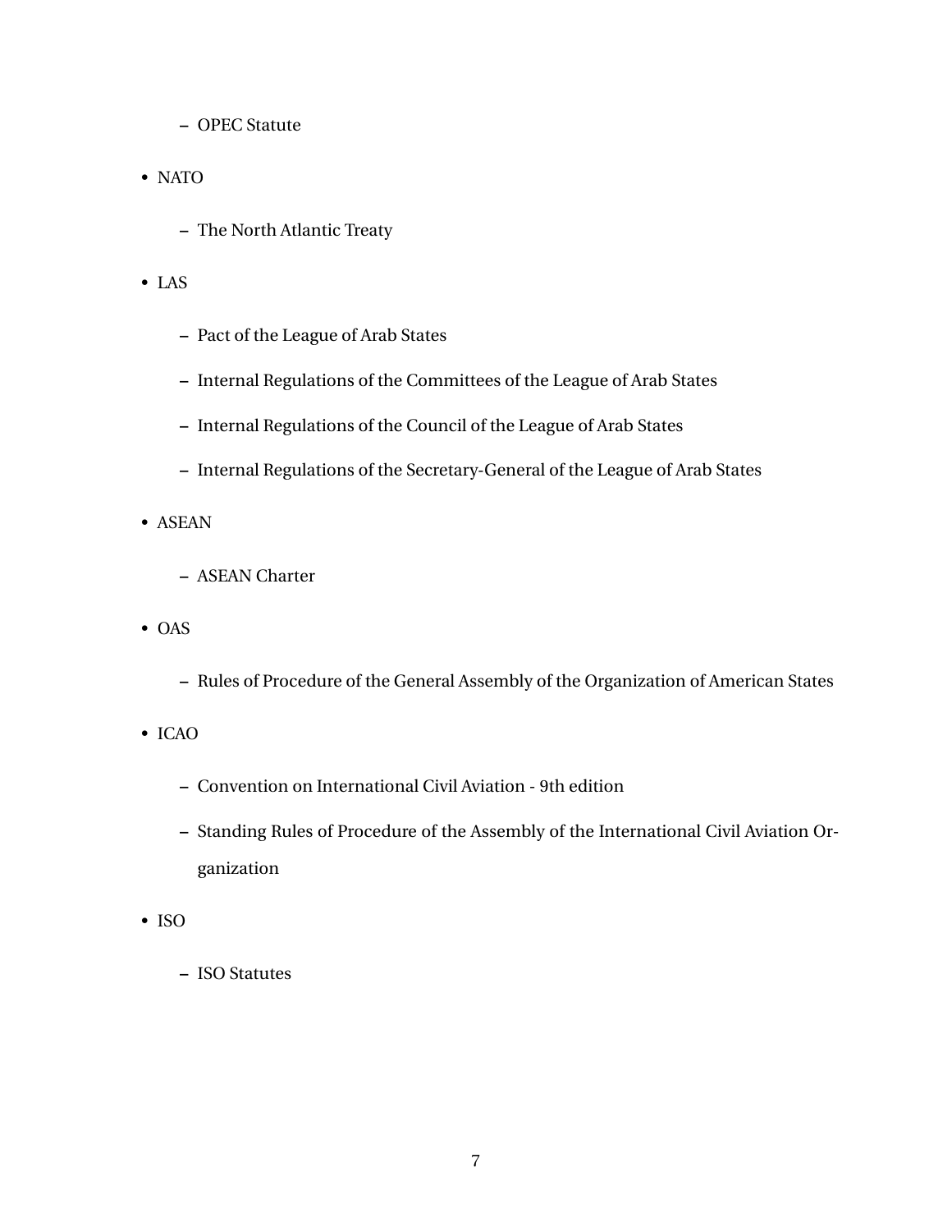- OPEC Statute

- NATO

  - The North Atlantic Treaty

- LAS

  - Pact of the League of Arab States
  - Internal Regulations of the Committees of the League of Arab States
  - Internal Regulations of the Council of the League of Arab States
  - Internal Regulations of the Secretary-General of the League of Arab States

- ASEAN

  - ASEAN Charter

- OAS

  - Rules of Procedure of the General Assembly of the Organization of American States

- ICAO

  - Convention on International Civil Aviation - 9th edition
  - Standing Rules of Procedure of the Assembly of the International Civil Aviation Organization

- ISO

  - ISO Statutes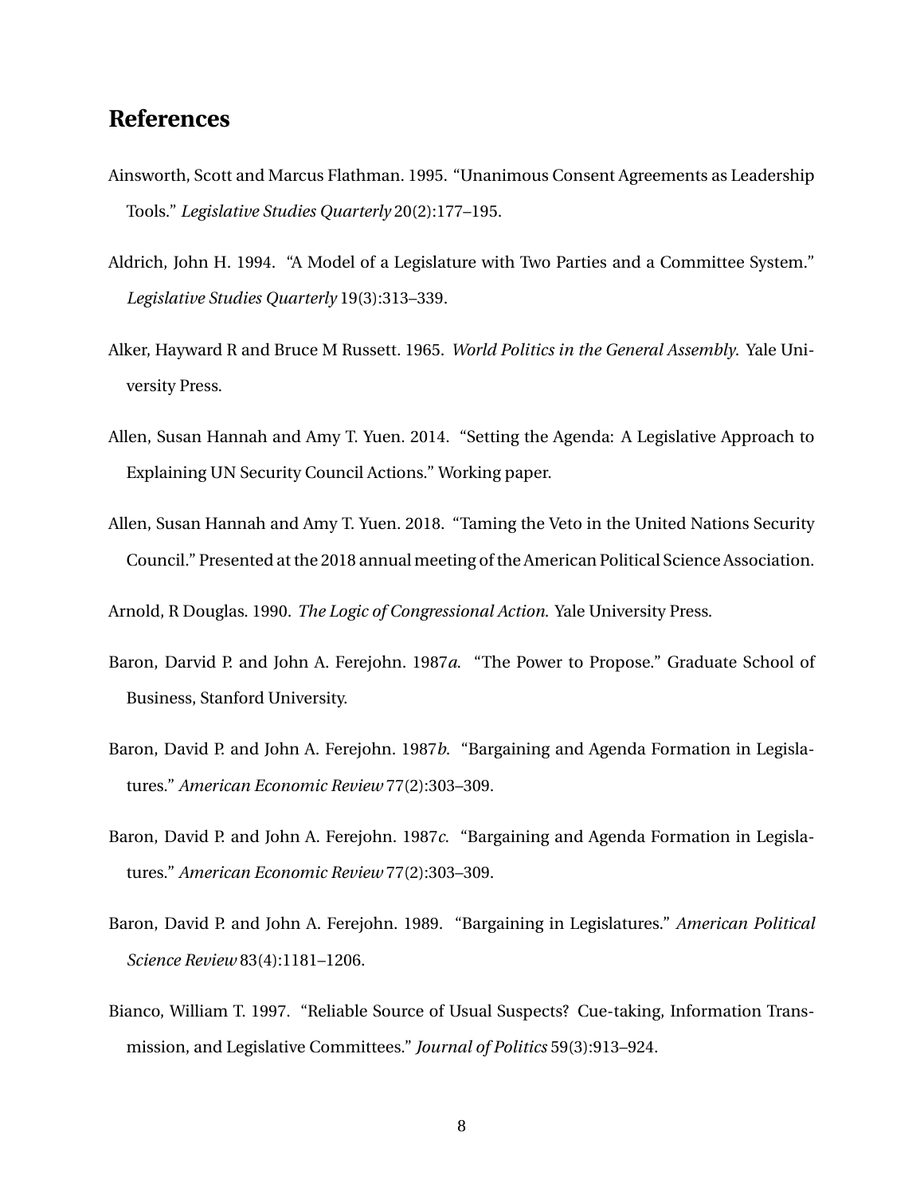## References

Ainsworth, Scott and Marcus Flathman. 1995. "Unanimous Consent Agreements as Leadership Tools." *Legislative Studies Quarterly* 20(2):177–195.

Aldrich, John H. 1994. "A Model of a Legislature with Two Parties and a Committee System." *Legislative Studies Quarterly* 19(3):313–339.

Alker, Hayward R and Bruce M Russett. 1965. *World Politics in the General Assembly*. Yale University Press.

Allen, Susan Hannah and Amy T. Yuen. 2014. "Setting the Agenda: A Legislative Approach to Explaining UN Security Council Actions." Working paper.

Allen, Susan Hannah and Amy T. Yuen. 2018. "Taming the Veto in the United Nations Security Council." Presented at the 2018 annual meeting of the American Political Science Association.

Arnold, R Douglas. 1990. *The Logic of Congressional Action*. Yale University Press.

Baron, Darvid P. and John A. Ferejohn. 1987*a*. "The Power to Propose." Graduate School of Business, Stanford University.

Baron, David P. and John A. Ferejohn. 1987*b*. "Bargaining and Agenda Formation in Legislatures." *American Economic Review* 77(2):303–309.

Baron, David P. and John A. Ferejohn. 1987*c*. "Bargaining and Agenda Formation in Legislatures." *American Economic Review* 77(2):303–309.

Baron, David P. and John A. Ferejohn. 1989. "Bargaining in Legislatures." *American Political Science Review* 83(4):1181–1206.

Bianco, William T. 1997. "Reliable Source of Usual Suspects? Cue-taking, Information Transmission, and Legislative Committees." *Journal of Politics* 59(3):913–924.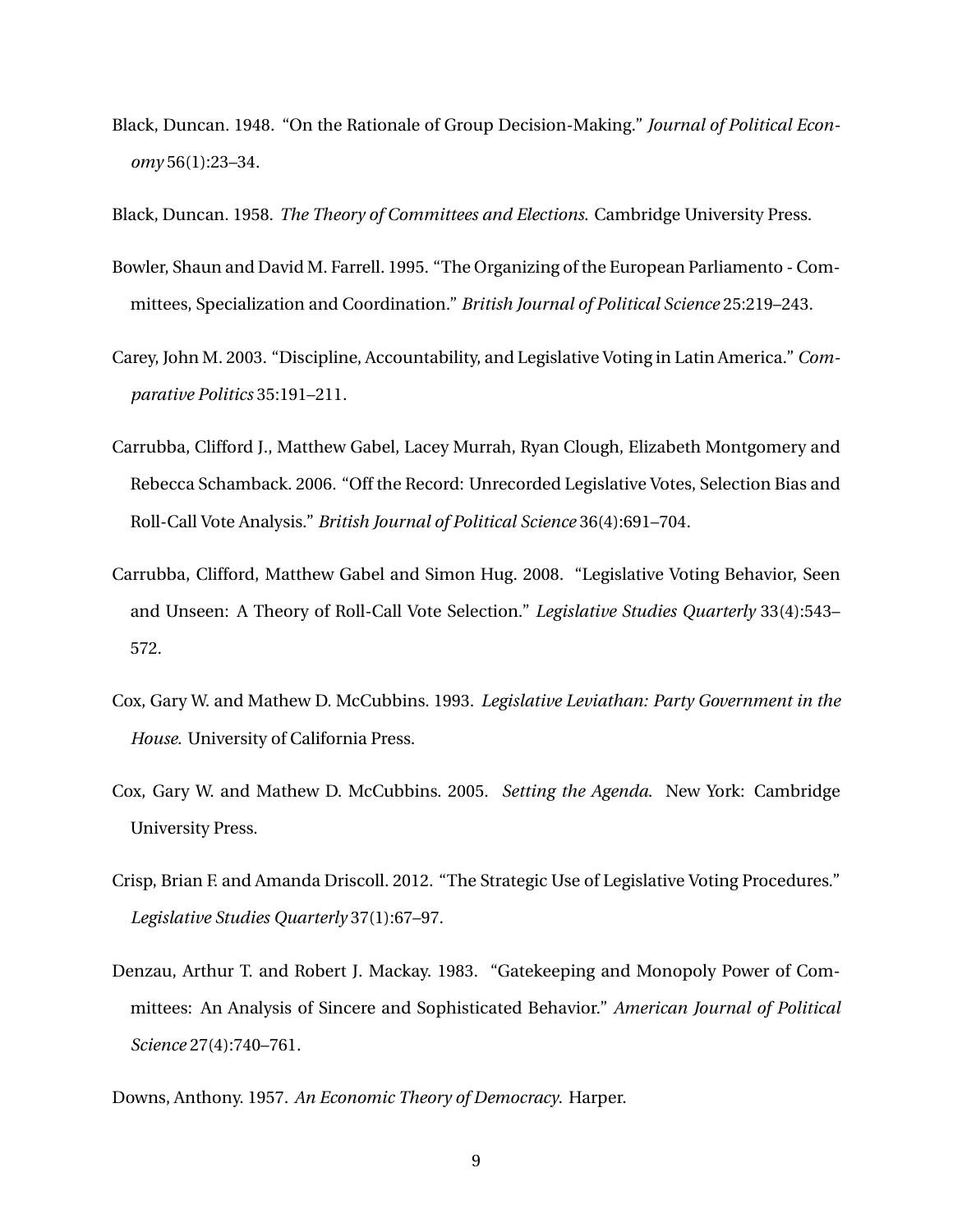Black, Duncan. 1948. "On the Rationale of Group Decision-Making." *Journal of Political Economy* 56(1):23–34.

Black, Duncan. 1958. *The Theory of Committees and Elections*. Cambridge University Press.

Bowler, Shaun and David M. Farrell. 1995. "The Organizing of the European Parliamento - Committees, Specialization and Coordination." *British Journal of Political Science* 25:219–243.

Carey, John M. 2003. "Discipline, Accountability, and Legislative Voting in Latin America." *Comparative Politics* 35:191–211.

Carrubba, Clifford J., Matthew Gabel, Lacey Murrah, Ryan Clough, Elizabeth Montgomery and Rebecca Schamback. 2006. "Off the Record: Unrecorded Legislative Votes, Selection Bias and Roll-Call Vote Analysis." *British Journal of Political Science* 36(4):691–704.

Carrubba, Clifford, Matthew Gabel and Simon Hug. 2008. "Legislative Voting Behavior, Seen and Unseen: A Theory of Roll-Call Vote Selection." *Legislative Studies Quarterly* 33(4):543–572.

Cox, Gary W. and Mathew D. McCubbins. 1993. *Legislative Leviathan: Party Government in the House*. University of California Press.

Cox, Gary W. and Mathew D. McCubbins. 2005. *Setting the Agenda*. New York: Cambridge University Press.

Crisp, Brian F. and Amanda Driscoll. 2012. "The Strategic Use of Legislative Voting Procedures." *Legislative Studies Quarterly* 37(1):67–97.

Denzau, Arthur T. and Robert J. Mackay. 1983. "Gatekeeping and Monopoly Power of Committees: An Analysis of Sincere and Sophisticated Behavior." *American Journal of Political Science* 27(4):740–761.

Downs, Anthony. 1957. *An Economic Theory of Democracy*. Harper.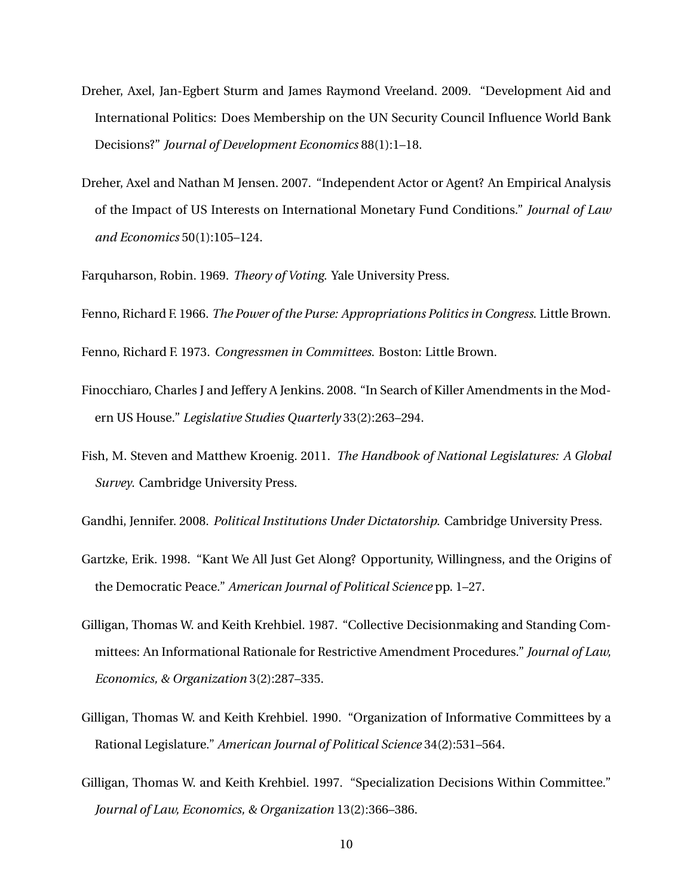Dreher, Axel, Jan-Egbert Sturm and James Raymond Vreeland. 2009. "Development Aid and International Politics: Does Membership on the UN Security Council Influence World Bank Decisions?" *Journal of Development Economics* 88(1):1–18.

Dreher, Axel and Nathan M Jensen. 2007. "Independent Actor or Agent? An Empirical Analysis of the Impact of US Interests on International Monetary Fund Conditions." *Journal of Law and Economics* 50(1):105–124.

Farquharson, Robin. 1969. *Theory of Voting*. Yale University Press.

Fenno, Richard F. 1966. *The Power of the Purse: Appropriations Politics in Congress*. Little Brown.

Fenno, Richard F. 1973. *Congressmen in Committees*. Boston: Little Brown.

Finocchiaro, Charles J and Jeffery A Jenkins. 2008. "In Search of Killer Amendments in the Modern US House." *Legislative Studies Quarterly* 33(2):263–294.

Fish, M. Steven and Matthew Kroenig. 2011. *The Handbook of National Legislatures: A Global Survey*. Cambridge University Press.

Gandhi, Jennifer. 2008. *Political Institutions Under Dictatorship*. Cambridge University Press.

Gartzke, Erik. 1998. "Kant We All Just Get Along? Opportunity, Willingness, and the Origins of the Democratic Peace." *American Journal of Political Science* pp. 1–27.

Gilligan, Thomas W. and Keith Krehbiel. 1987. "Collective Decisionmaking and Standing Committees: An Informational Rationale for Restrictive Amendment Procedures." *Journal of Law, Economics, & Organization* 3(2):287–335.

Gilligan, Thomas W. and Keith Krehbiel. 1990. "Organization of Informative Committees by a Rational Legislature." *American Journal of Political Science* 34(2):531–564.

Gilligan, Thomas W. and Keith Krehbiel. 1997. "Specialization Decisions Within Committee." *Journal of Law, Economics, & Organization* 13(2):366–386.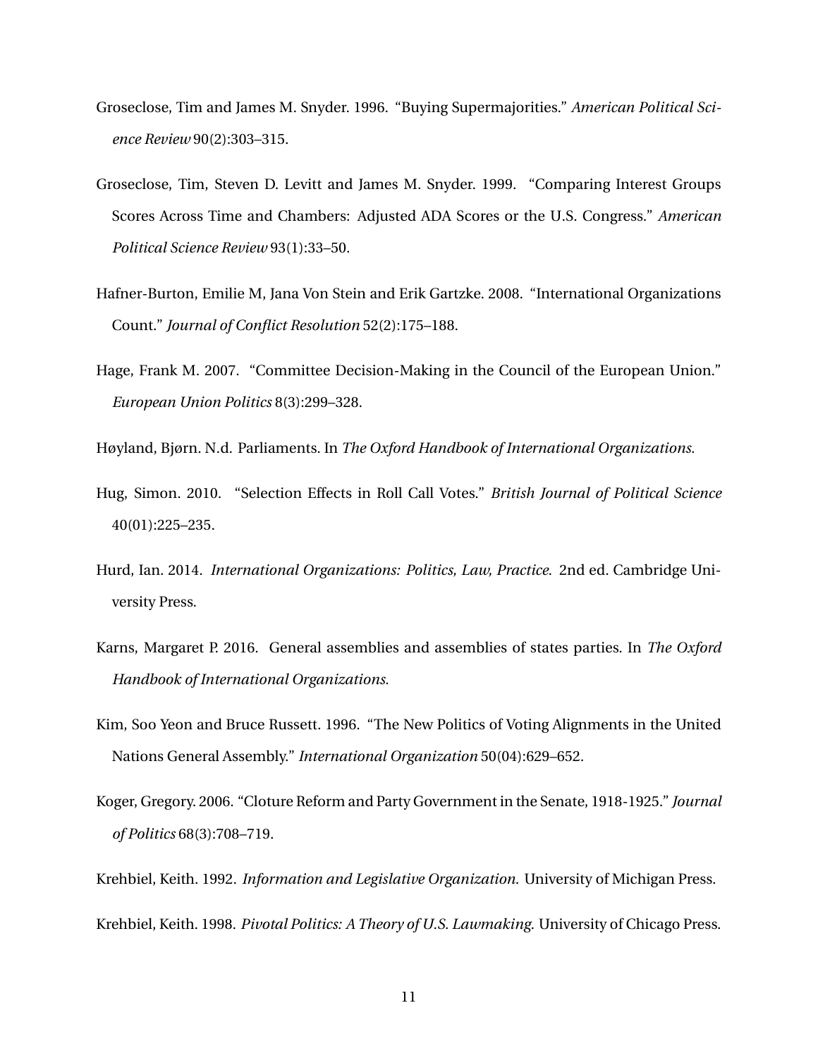Groseclose, Tim and James M. Snyder. 1996. "Buying Supermajorities." *American Political Science Review* 90(2):303–315.

Groseclose, Tim, Steven D. Levitt and James M. Snyder. 1999. "Comparing Interest Groups Scores Across Time and Chambers: Adjusted ADA Scores or the U.S. Congress." *American Political Science Review* 93(1):33–50.

Hafner-Burton, Emilie M, Jana Von Stein and Erik Gartzke. 2008. "International Organizations Count." *Journal of Conflict Resolution* 52(2):175–188.

Hage, Frank M. 2007. "Committee Decision-Making in the Council of the European Union." *European Union Politics* 8(3):299–328.

Høyland, Bjørn. N.d. Parliaments. In *The Oxford Handbook of International Organizations*.

Hug, Simon. 2010. "Selection Effects in Roll Call Votes." *British Journal of Political Science* 40(01):225–235.

Hurd, Ian. 2014. *International Organizations: Politics, Law, Practice*. 2nd ed. Cambridge University Press.

Karns, Margaret P. 2016. General assemblies and assemblies of states parties. In *The Oxford Handbook of International Organizations*.

Kim, Soo Yeon and Bruce Russett. 1996. "The New Politics of Voting Alignments in the United Nations General Assembly." *International Organization* 50(04):629–652.

Koger, Gregory. 2006. "Cloture Reform and Party Government in the Senate, 1918-1925." *Journal of Politics* 68(3):708–719.

Krehbiel, Keith. 1992. *Information and Legislative Organization*. University of Michigan Press.

Krehbiel, Keith. 1998. *Pivotal Politics: A Theory of U.S. Lawmaking*. University of Chicago Press.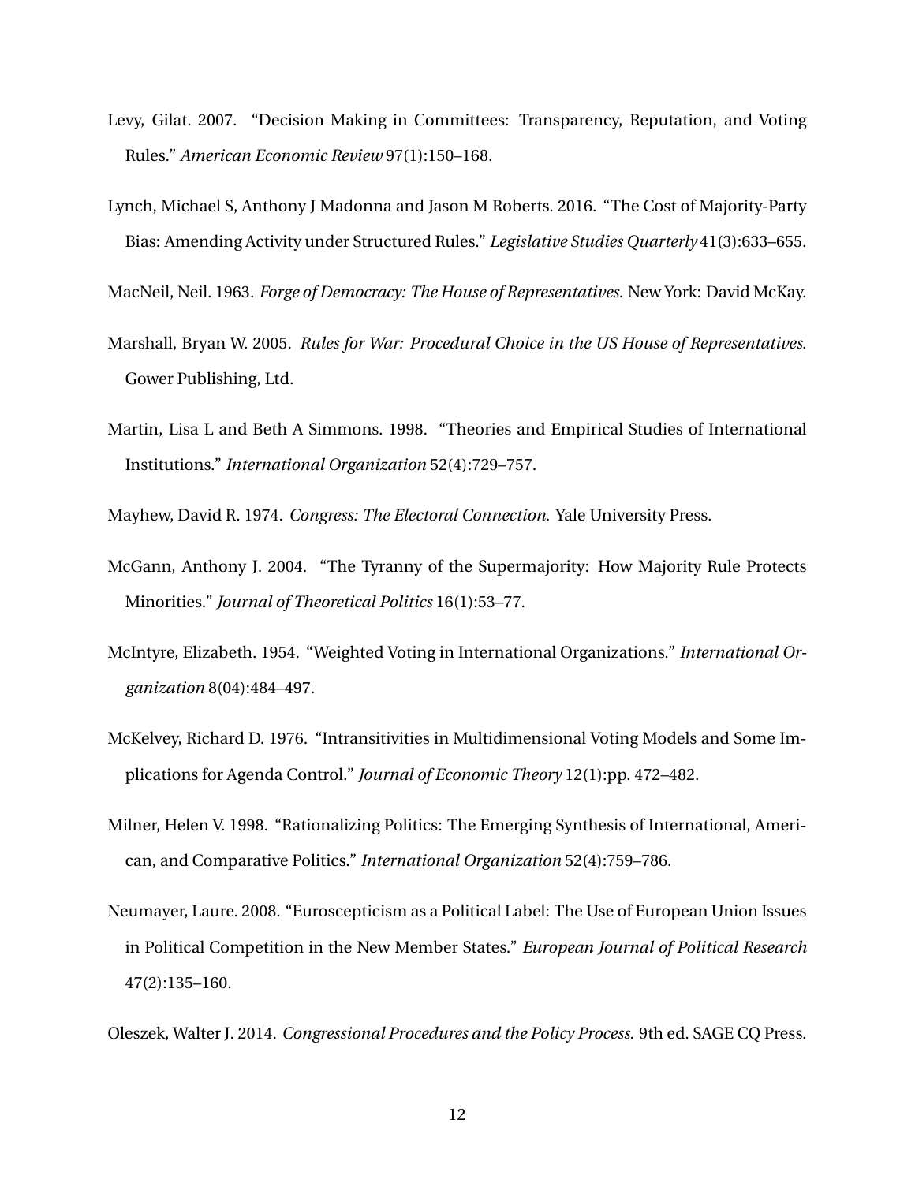Levy, Gilat. 2007. "Decision Making in Committees: Transparency, Reputation, and Voting Rules." *American Economic Review* 97(1):150–168.

Lynch, Michael S, Anthony J Madonna and Jason M Roberts. 2016. "The Cost of Majority-Party Bias: Amending Activity under Structured Rules." *Legislative Studies Quarterly* 41(3):633–655.

MacNeil, Neil. 1963. *Forge of Democracy: The House of Representatives*. New York: David McKay.

Marshall, Bryan W. 2005. *Rules for War: Procedural Choice in the US House of Representatives*. Gower Publishing, Ltd.

Martin, Lisa L and Beth A Simmons. 1998. "Theories and Empirical Studies of International Institutions." *International Organization* 52(4):729–757.

Mayhew, David R. 1974. *Congress: The Electoral Connection*. Yale University Press.

McGann, Anthony J. 2004. "The Tyranny of the Supermajority: How Majority Rule Protects Minorities." *Journal of Theoretical Politics* 16(1):53–77.

McIntyre, Elizabeth. 1954. "Weighted Voting in International Organizations." *International Organization* 8(04):484–497.

McKelvey, Richard D. 1976. "Intransitivities in Multidimensional Voting Models and Some Implications for Agenda Control." *Journal of Economic Theory* 12(1):pp. 472–482.

Milner, Helen V. 1998. "Rationalizing Politics: The Emerging Synthesis of International, American, and Comparative Politics." *International Organization* 52(4):759–786.

Neumayer, Laure. 2008. "Euroscepticism as a Political Label: The Use of European Union Issues in Political Competition in the New Member States." *European Journal of Political Research* 47(2):135–160.

Oleszek, Walter J. 2014. *Congressional Procedures and the Policy Process*. 9th ed. SAGE CQ Press.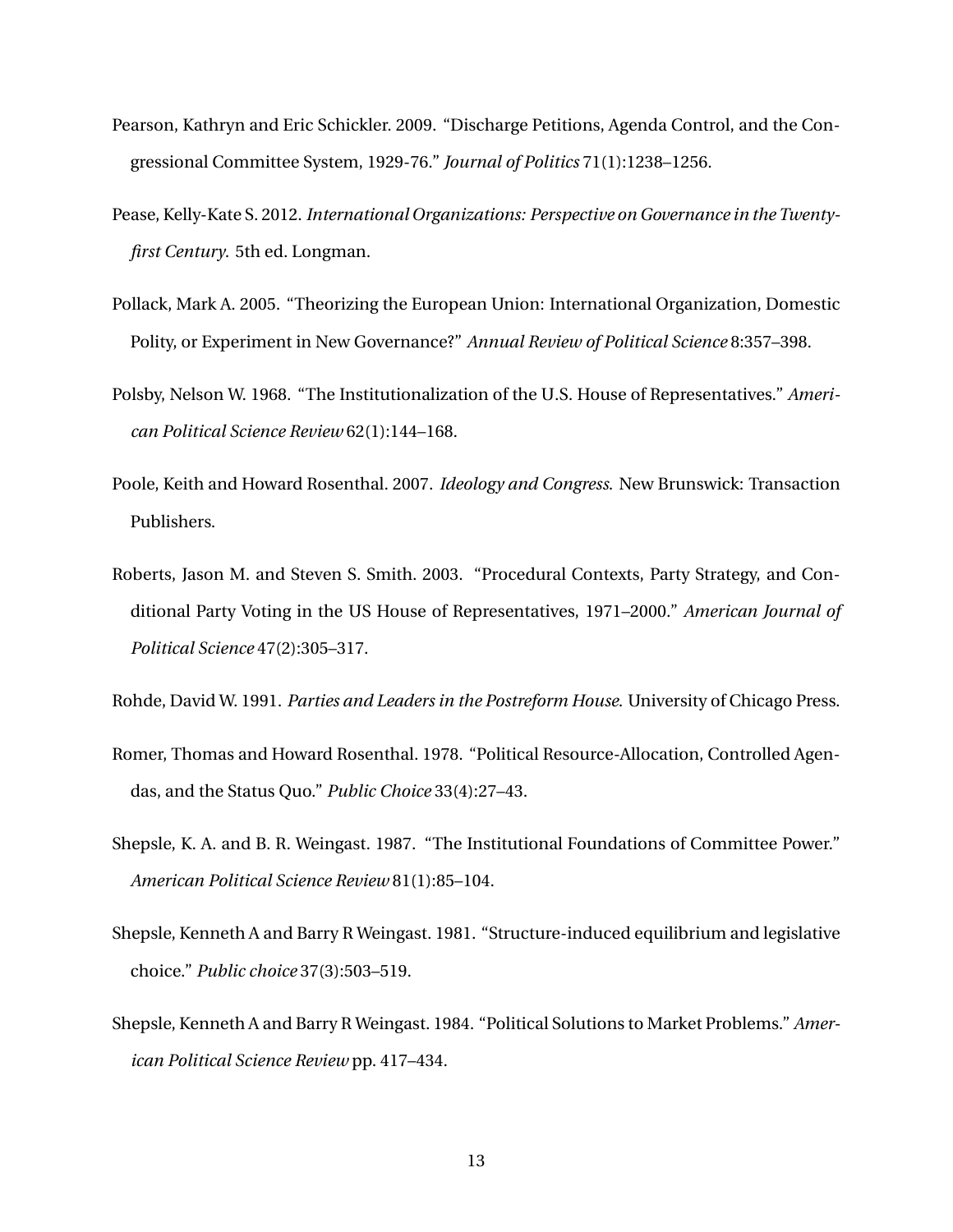Pearson, Kathryn and Eric Schickler. 2009. "Discharge Petitions, Agenda Control, and the Congressional Committee System, 1929-76." *Journal of Politics* 71(1):1238–1256.

Pease, Kelly-Kate S. 2012. *International Organizations: Perspective on Governance in the Twenty-first Century*. 5th ed. Longman.

Pollack, Mark A. 2005. "Theorizing the European Union: International Organization, Domestic Polity, or Experiment in New Governance?" *Annual Review of Political Science* 8:357–398.

Polsby, Nelson W. 1968. "The Institutionalization of the U.S. House of Representatives." *American Political Science Review* 62(1):144–168.

Poole, Keith and Howard Rosenthal. 2007. *Ideology and Congress*. New Brunswick: Transaction Publishers.

Roberts, Jason M. and Steven S. Smith. 2003. "Procedural Contexts, Party Strategy, and Conditional Party Voting in the US House of Representatives, 1971–2000." *American Journal of Political Science* 47(2):305–317.

Rohde, David W. 1991. *Parties and Leaders in the Postreform House*. University of Chicago Press.

Romer, Thomas and Howard Rosenthal. 1978. "Political Resource-Allocation, Controlled Agendas, and the Status Quo." *Public Choice* 33(4):27–43.

Shepsle, K. A. and B. R. Weingast. 1987. "The Institutional Foundations of Committee Power." *American Political Science Review* 81(1):85–104.

Shepsle, Kenneth A and Barry R Weingast. 1981. "Structure-induced equilibrium and legislative choice." *Public choice* 37(3):503–519.

Shepsle, Kenneth A and Barry R Weingast. 1984. "Political Solutions to Market Problems." *American Political Science Review* pp. 417–434.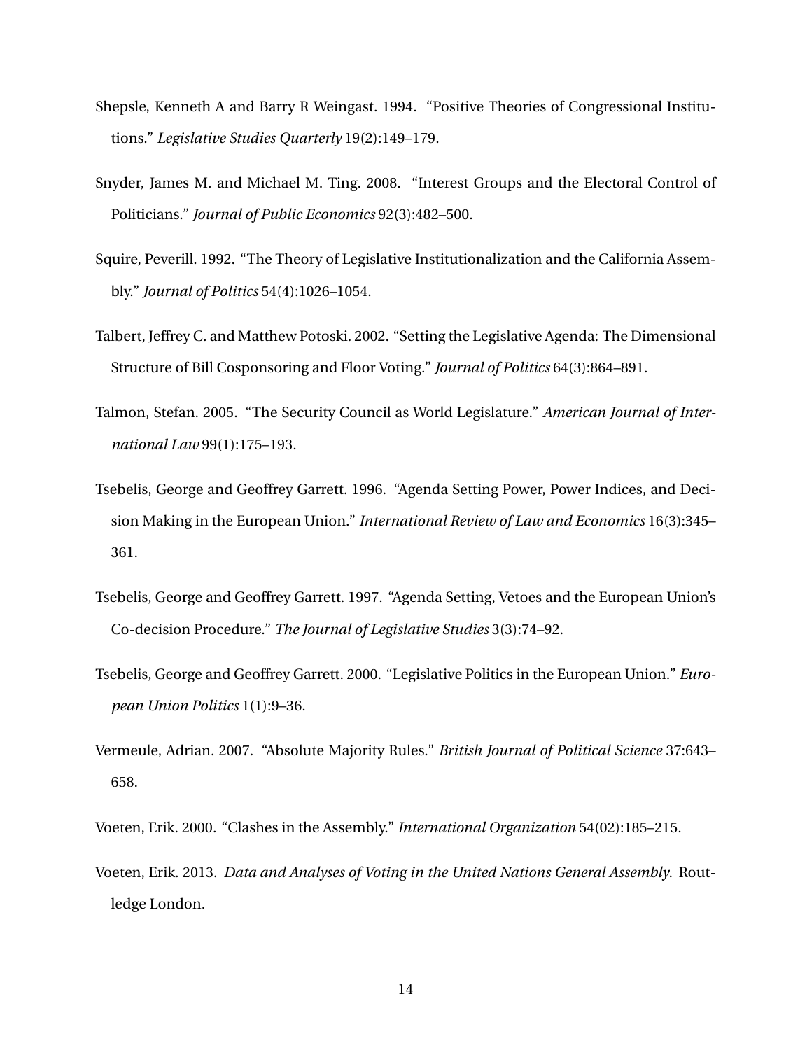Shepsle, Kenneth A and Barry R Weingast. 1994. "Positive Theories of Congressional Institutions." *Legislative Studies Quarterly* 19(2):149–179.

Snyder, James M. and Michael M. Ting. 2008. "Interest Groups and the Electoral Control of Politicians." *Journal of Public Economics* 92(3):482–500.

Squire, Peverill. 1992. "The Theory of Legislative Institutionalization and the California Assembly." *Journal of Politics* 54(4):1026–1054.

Talbert, Jeffrey C. and Matthew Potoski. 2002. "Setting the Legislative Agenda: The Dimensional Structure of Bill Cosponsoring and Floor Voting." *Journal of Politics* 64(3):864–891.

Talmon, Stefan. 2005. "The Security Council as World Legislature." *American Journal of International Law* 99(1):175–193.

Tsebelis, George and Geoffrey Garrett. 1996. "Agenda Setting Power, Power Indices, and Decision Making in the European Union." *International Review of Law and Economics* 16(3):345–361.

Tsebelis, George and Geoffrey Garrett. 1997. "Agenda Setting, Vetoes and the European Union's Co-decision Procedure." *The Journal of Legislative Studies* 3(3):74–92.

Tsebelis, George and Geoffrey Garrett. 2000. "Legislative Politics in the European Union." *European Union Politics* 1(1):9–36.

Vermeule, Adrian. 2007. "Absolute Majority Rules." *British Journal of Political Science* 37:643–658.

Voeten, Erik. 2000. "Clashes in the Assembly." *International Organization* 54(02):185–215.

Voeten, Erik. 2013. *Data and Analyses of Voting in the United Nations General Assembly*. Routledge London.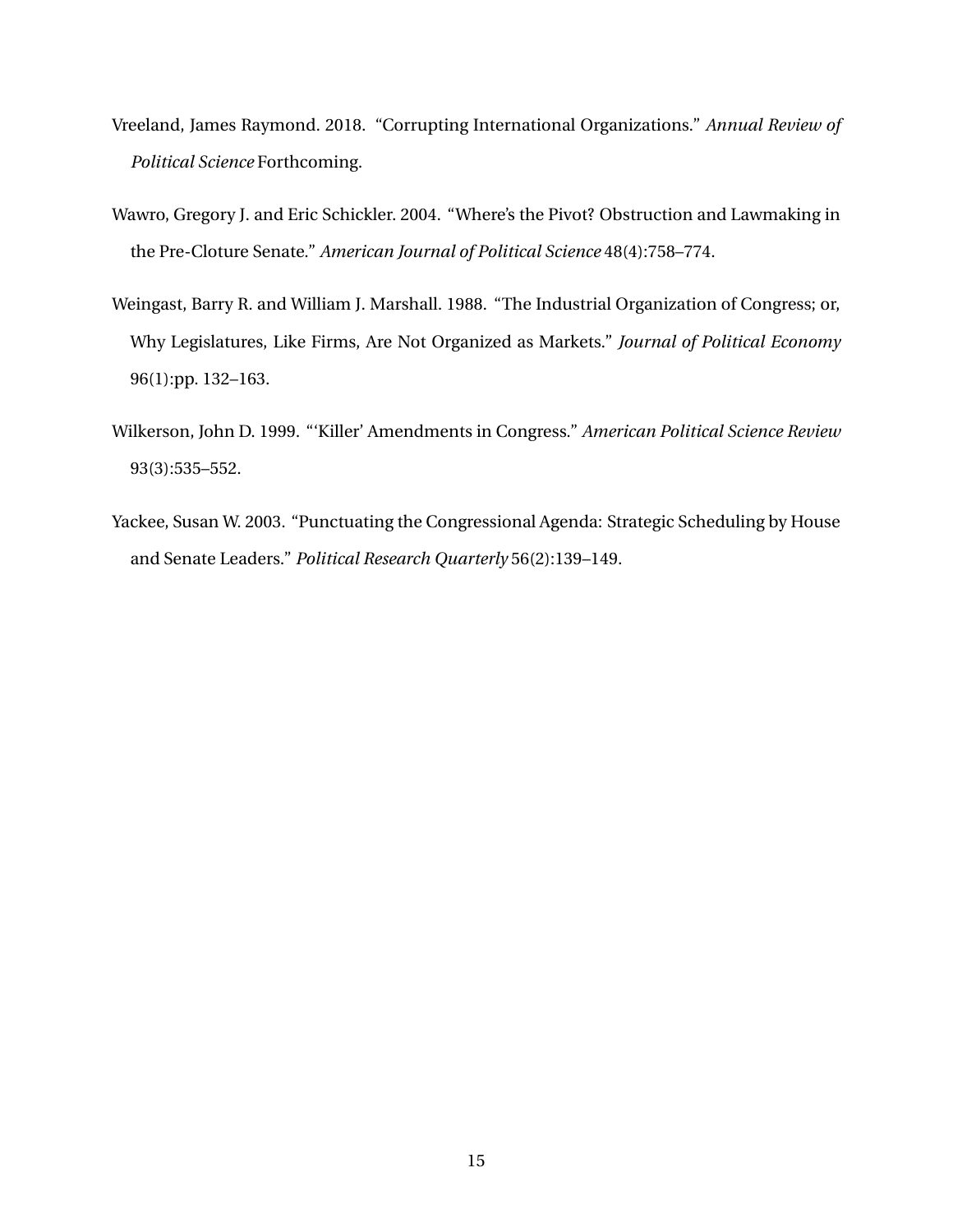Vreeland, James Raymond. 2018. "Corrupting International Organizations." *Annual Review of Political Science* Forthcoming.

Wawro, Gregory J. and Eric Schickler. 2004. "Where's the Pivot? Obstruction and Lawmaking in the Pre-Cloture Senate." *American Journal of Political Science* 48(4):758–774.

Weingast, Barry R. and William J. Marshall. 1988. "The Industrial Organization of Congress; or, Why Legislatures, Like Firms, Are Not Organized as Markets." *Journal of Political Economy* 96(1):pp. 132–163.

Wilkerson, John D. 1999. "'Killer' Amendments in Congress." *American Political Science Review* 93(3):535–552.

Yackee, Susan W. 2003. "Punctuating the Congressional Agenda: Strategic Scheduling by House and Senate Leaders." *Political Research Quarterly* 56(2):139–149.